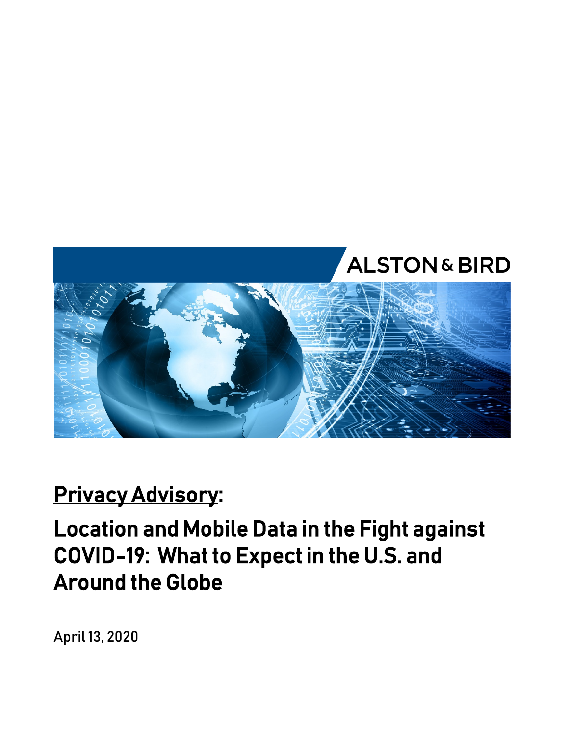ALSTON & BIRD

# Privacy Advisory:

## Location and Mobile Data in the Fight against COVID-19: What to Expect in the U.S. and Around the Globe

April 13, 2020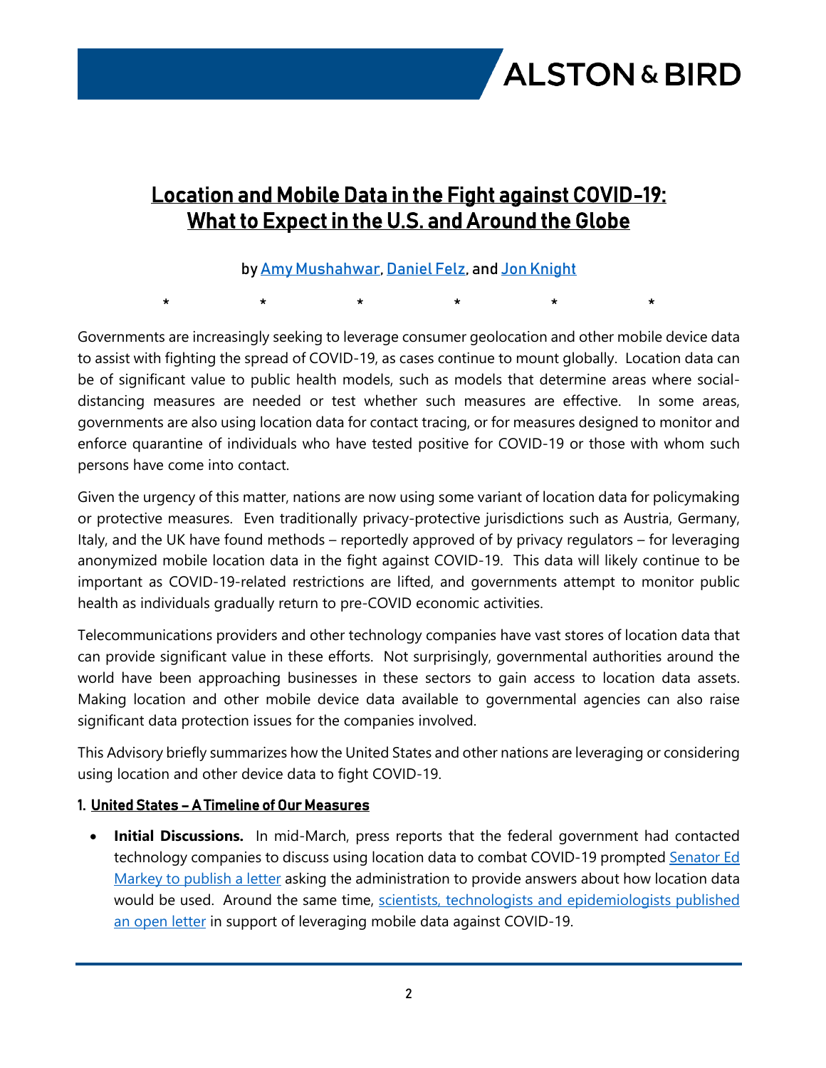# Location and Mobile Data in the Fight against COVID-19: What to Expect in the U.S. and Around the Globe

by Amy Mushahwar, Daniel Felz, and Jon Knight

\*  \*  \*  \*  \*  \*

Governments are increasingly seeking to leverage consumer geolocation and other mobile device data to assist with fighting the spread of COVID-19, as cases continue to mount globally. Location data can be of significant value to public health models, such as models that determine areas where social-distancing measures are needed or test whether such measures are effective. In some areas, governments are also using location data for contact tracing, or for measures designed to monitor and enforce quarantine of individuals who have tested positive for COVID-19 or those with whom such persons have come into contact.

Given the urgency of this matter, nations are now using some variant of location data for policymaking or protective measures. Even traditionally privacy-protective jurisdictions such as Austria, Germany, Italy, and the UK have found methods – reportedly approved of by privacy regulators – for leveraging anonymized mobile location data in the fight against COVID-19. This data will likely continue to be important as COVID-19-related restrictions are lifted, and governments attempt to monitor public health as individuals gradually return to pre-COVID economic activities.

Telecommunications providers and other technology companies have vast stores of location data that can provide significant value in these efforts. Not surprisingly, governmental authorities around the world have been approaching businesses in these sectors to gain access to location data assets. Making location and other mobile device data available to governmental agencies can also raise significant data protection issues for the companies involved.

This Advisory briefly summarizes how the United States and other nations are leveraging or considering using location and other device data to fight COVID-19.

## 1. United States – A Timeline of Our Measures

- **Initial Discussions.** In mid-March, press reports that the federal government had contacted technology companies to discuss using location data to combat COVID-19 prompted Senator Ed Markey to publish a letter asking the administration to provide answers about how location data would be used. Around the same time, scientists, technologists and epidemiologists published an open letter in support of leveraging mobile data against COVID-19.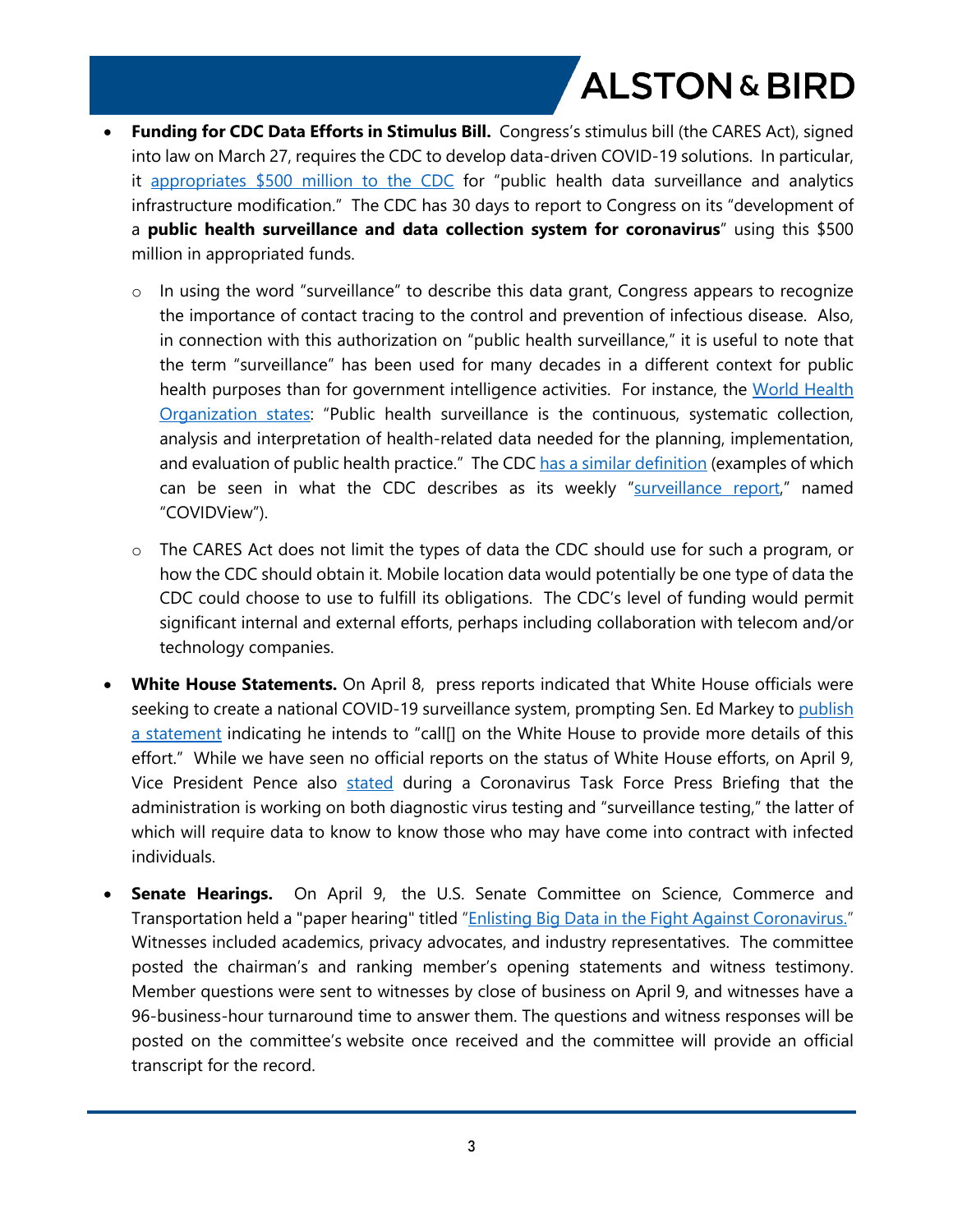- **Funding for CDC Data Efforts in Stimulus Bill.** Congress's stimulus bill (the CARES Act), signed into law on March 27, requires the CDC to develop data-driven COVID-19 solutions. In particular, it appropriates $500 million to the CDC for "public health data surveillance and analytics infrastructure modification." The CDC has 30 days to report to Congress on its "development of a **public health surveillance and data collection system for coronavirus**" using this $500 million in appropriated funds.
  - In using the word "surveillance" to describe this data grant, Congress appears to recognize the importance of contact tracing to the control and prevention of infectious disease. Also, in connection with this authorization on "public health surveillance," it is useful to note that the term "surveillance" has been used for many decades in a different context for public health purposes than for government intelligence activities. For instance, the World Health Organization states: "Public health surveillance is the continuous, systematic collection, analysis and interpretation of health-related data needed for the planning, implementation, and evaluation of public health practice." The CDC has a similar definition (examples of which can be seen in what the CDC describes as its weekly "surveillance report," named "COVIDView").
  - The CARES Act does not limit the types of data the CDC should use for such a program, or how the CDC should obtain it. Mobile location data would potentially be one type of data the CDC could choose to use to fulfill its obligations. The CDC's level of funding would permit significant internal and external efforts, perhaps including collaboration with telecom and/or technology companies.
- **White House Statements.** On April 8, press reports indicated that White House officials were seeking to create a national COVID-19 surveillance system, prompting Sen. Ed Markey to publish a statement indicating he intends to "call[] on the White House to provide more details of this effort." While we have seen no official reports on the status of White House efforts, on April 9, Vice President Pence also stated during a Coronavirus Task Force Press Briefing that the administration is working on both diagnostic virus testing and "surveillance testing," the latter of which will require data to know to know those who may have come into contract with infected individuals.
- **Senate Hearings.** On April 9, the U.S. Senate Committee on Science, Commerce and Transportation held a "paper hearing" titled "Enlisting Big Data in the Fight Against Coronavirus." Witnesses included academics, privacy advocates, and industry representatives. The committee posted the chairman's and ranking member's opening statements and witness testimony. Member questions were sent to witnesses by close of business on April 9, and witnesses have a 96-business-hour turnaround time to answer them. The questions and witness responses will be posted on the committee's website once received and the committee will provide an official transcript for the record.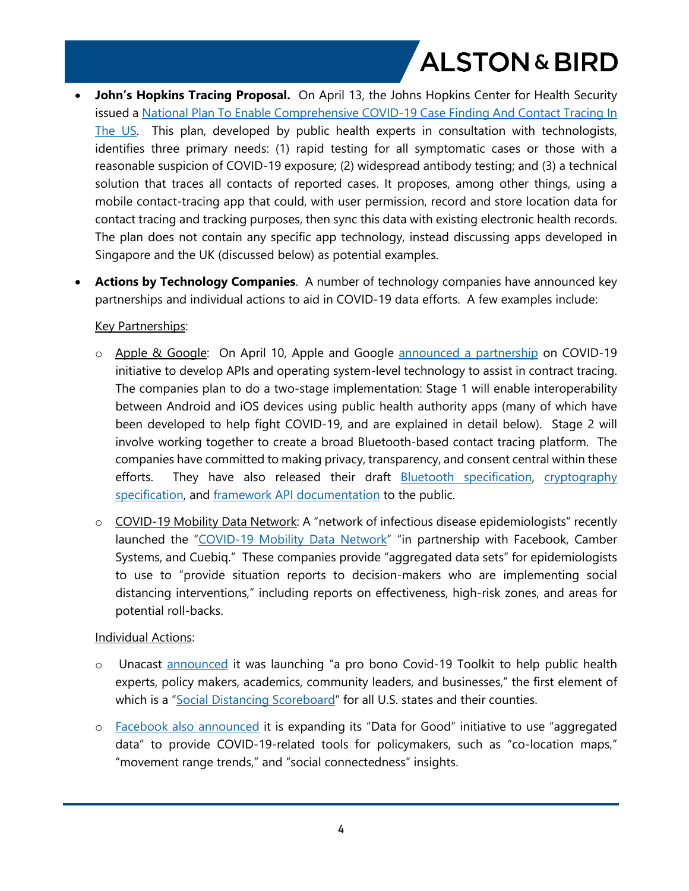- **John's Hopkins Tracing Proposal.** On April 13, the Johns Hopkins Center for Health Security issued a National Plan To Enable Comprehensive COVID-19 Case Finding And Contact Tracing In The US. This plan, developed by public health experts in consultation with technologists, identifies three primary needs: (1) rapid testing for all symptomatic cases or those with a reasonable suspicion of COVID-19 exposure; (2) widespread antibody testing; and (3) a technical solution that traces all contacts of reported cases. It proposes, among other things, using a mobile contact-tracing app that could, with user permission, record and store location data for contact tracing and tracking purposes, then sync this data with existing electronic health records. The plan does not contain any specific app technology, instead discussing apps developed in Singapore and the UK (discussed below) as potential examples.

- **Actions by Technology Companies**. A number of technology companies have announced key partnerships and individual actions to aid in COVID-19 data efforts. A few examples include:

  Key Partnerships:

  - Apple & Google: On April 10, Apple and Google announced a partnership on COVID-19 initiative to develop APIs and operating system-level technology to assist in contract tracing. The companies plan to do a two-stage implementation: Stage 1 will enable interoperability between Android and iOS devices using public health authority apps (many of which have been developed to help fight COVID-19, and are explained in detail below). Stage 2 will involve working together to create a broad Bluetooth-based contact tracing platform. The companies have committed to making privacy, transparency, and consent central within these efforts. They have also released their draft Bluetooth specification, cryptography specification, and framework API documentation to the public.

  - COVID-19 Mobility Data Network: A "network of infectious disease epidemiologists" recently launched the "COVID-19 Mobility Data Network" "in partnership with Facebook, Camber Systems, and Cuebiq." These companies provide "aggregated data sets" for epidemiologists to use to "provide situation reports to decision-makers who are implementing social distancing interventions," including reports on effectiveness, high-risk zones, and areas for potential roll-backs.

  Individual Actions:

  - Unacast announced it was launching "a pro bono Covid-19 Toolkit to help public health experts, policy makers, academics, community leaders, and businesses," the first element of which is a "Social Distancing Scoreboard" for all U.S. states and their counties.

  - Facebook also announced it is expanding its "Data for Good" initiative to use "aggregated data" to provide COVID-19-related tools for policymakers, such as "co-location maps," "movement range trends," and "social connectedness" insights.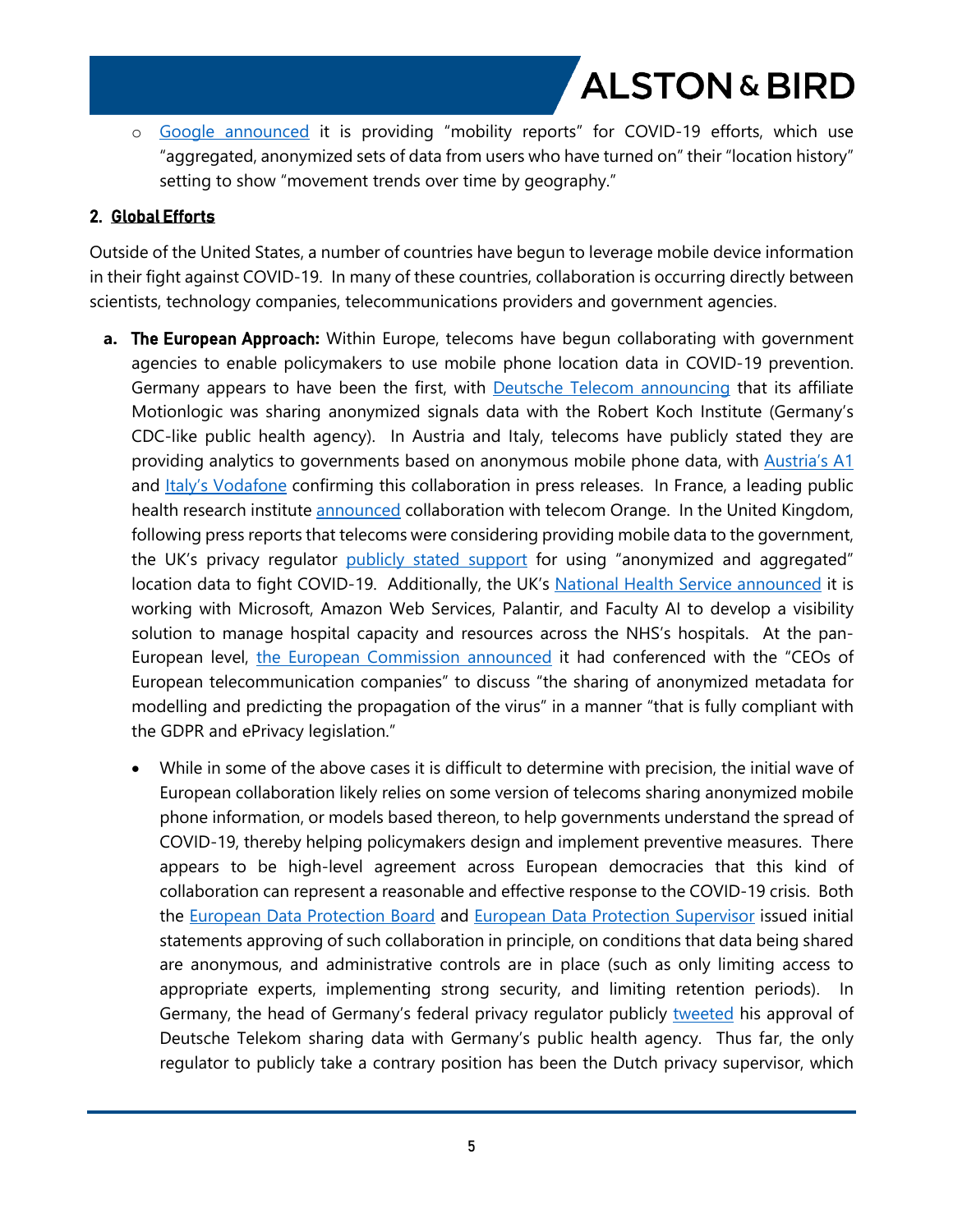- Google announced it is providing "mobility reports" for COVID-19 efforts, which use "aggregated, anonymized sets of data from users who have turned on" their "location history" setting to show "movement trends over time by geography."

## 2. Global Efforts

Outside of the United States, a number of countries have begun to leverage mobile device information in their fight against COVID-19. In many of these countries, collaboration is occurring directly between scientists, technology companies, telecommunications providers and government agencies.

a. **The European Approach:** Within Europe, telecoms have begun collaborating with government agencies to enable policymakers to use mobile phone location data in COVID-19 prevention. Germany appears to have been the first, with Deutsche Telecom announcing that its affiliate Motionlogic was sharing anonymized signals data with the Robert Koch Institute (Germany's CDC-like public health agency). In Austria and Italy, telecoms have publicly stated they are providing analytics to governments based on anonymous mobile phone data, with Austria's A1 and Italy's Vodafone confirming this collaboration in press releases. In France, a leading public health research institute announced collaboration with telecom Orange. In the United Kingdom, following press reports that telecoms were considering providing mobile data to the government, the UK's privacy regulator publicly stated support for using "anonymized and aggregated" location data to fight COVID-19. Additionally, the UK's National Health Service announced it is working with Microsoft, Amazon Web Services, Palantir, and Faculty AI to develop a visibility solution to manage hospital capacity and resources across the NHS's hospitals. At the pan-European level, the European Commission announced it had conferenced with the "CEOs of European telecommunication companies" to discuss "the sharing of anonymized metadata for modelling and predicting the propagation of the virus" in a manner "that is fully compliant with the GDPR and ePrivacy legislation."

   - While in some of the above cases it is difficult to determine with precision, the initial wave of European collaboration likely relies on some version of telecoms sharing anonymized mobile phone information, or models based thereon, to help governments understand the spread of COVID-19, thereby helping policymakers design and implement preventive measures. There appears to be high-level agreement across European democracies that this kind of collaboration can represent a reasonable and effective response to the COVID-19 crisis. Both the European Data Protection Board and European Data Protection Supervisor issued initial statements approving of such collaboration in principle, on conditions that data being shared are anonymous, and administrative controls are in place (such as only limiting access to appropriate experts, implementing strong security, and limiting retention periods). In Germany, the head of Germany's federal privacy regulator publicly tweeted his approval of Deutsche Telekom sharing data with Germany's public health agency. Thus far, the only regulator to publicly take a contrary position has been the Dutch privacy supervisor, which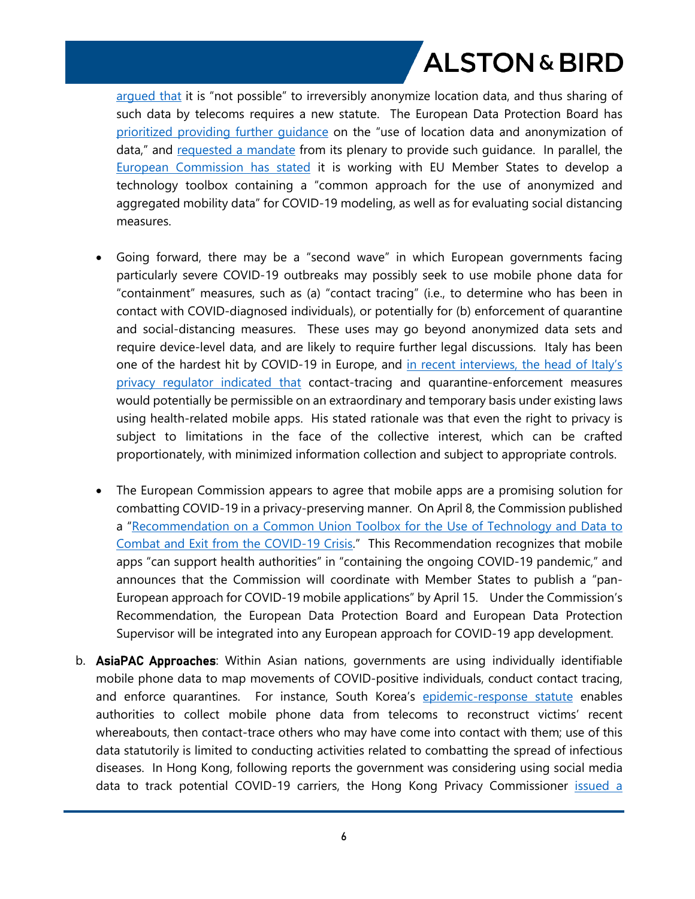argued that it is "not possible" to irreversibly anonymize location data, and thus sharing of such data by telecoms requires a new statute. The European Data Protection Board has prioritized providing further guidance on the "use of location data and anonymization of data," and requested a mandate from its plenary to provide such guidance. In parallel, the European Commission has stated it is working with EU Member States to develop a technology toolbox containing a "common approach for the use of anonymized and aggregated mobility data" for COVID-19 modeling, as well as for evaluating social distancing measures.

- Going forward, there may be a "second wave" in which European governments facing particularly severe COVID-19 outbreaks may possibly seek to use mobile phone data for "containment" measures, such as (a) "contact tracing" (i.e., to determine who has been in contact with COVID-diagnosed individuals), or potentially for (b) enforcement of quarantine and social-distancing measures. These uses may go beyond anonymized data sets and require device-level data, and are likely to require further legal discussions. Italy has been one of the hardest hit by COVID-19 in Europe, and in recent interviews, the head of Italy's privacy regulator indicated that contact-tracing and quarantine-enforcement measures would potentially be permissible on an extraordinary and temporary basis under existing laws using health-related mobile apps. His stated rationale was that even the right to privacy is subject to limitations in the face of the collective interest, which can be crafted proportionately, with minimized information collection and subject to appropriate controls.

- The European Commission appears to agree that mobile apps are a promising solution for combatting COVID-19 in a privacy-preserving manner. On April 8, the Commission published a "Recommendation on a Common Union Toolbox for the Use of Technology and Data to Combat and Exit from the COVID-19 Crisis." This Recommendation recognizes that mobile apps "can support health authorities" in "containing the ongoing COVID-19 pandemic," and announces that the Commission will coordinate with Member States to publish a "pan-European approach for COVID-19 mobile applications" by April 15. Under the Commission's Recommendation, the European Data Protection Board and European Data Protection Supervisor will be integrated into any European approach for COVID-19 app development.

b. **AsiaPAC Approaches**: Within Asian nations, governments are using individually identifiable mobile phone data to map movements of COVID-positive individuals, conduct contact tracing, and enforce quarantines. For instance, South Korea's epidemic-response statute enables authorities to collect mobile phone data from telecoms to reconstruct victims' recent whereabouts, then contact-trace others who may have come into contact with them; use of this data statutorily is limited to conducting activities related to combatting the spread of infectious diseases. In Hong Kong, following reports the government was considering using social media data to track potential COVID-19 carriers, the Hong Kong Privacy Commissioner issued a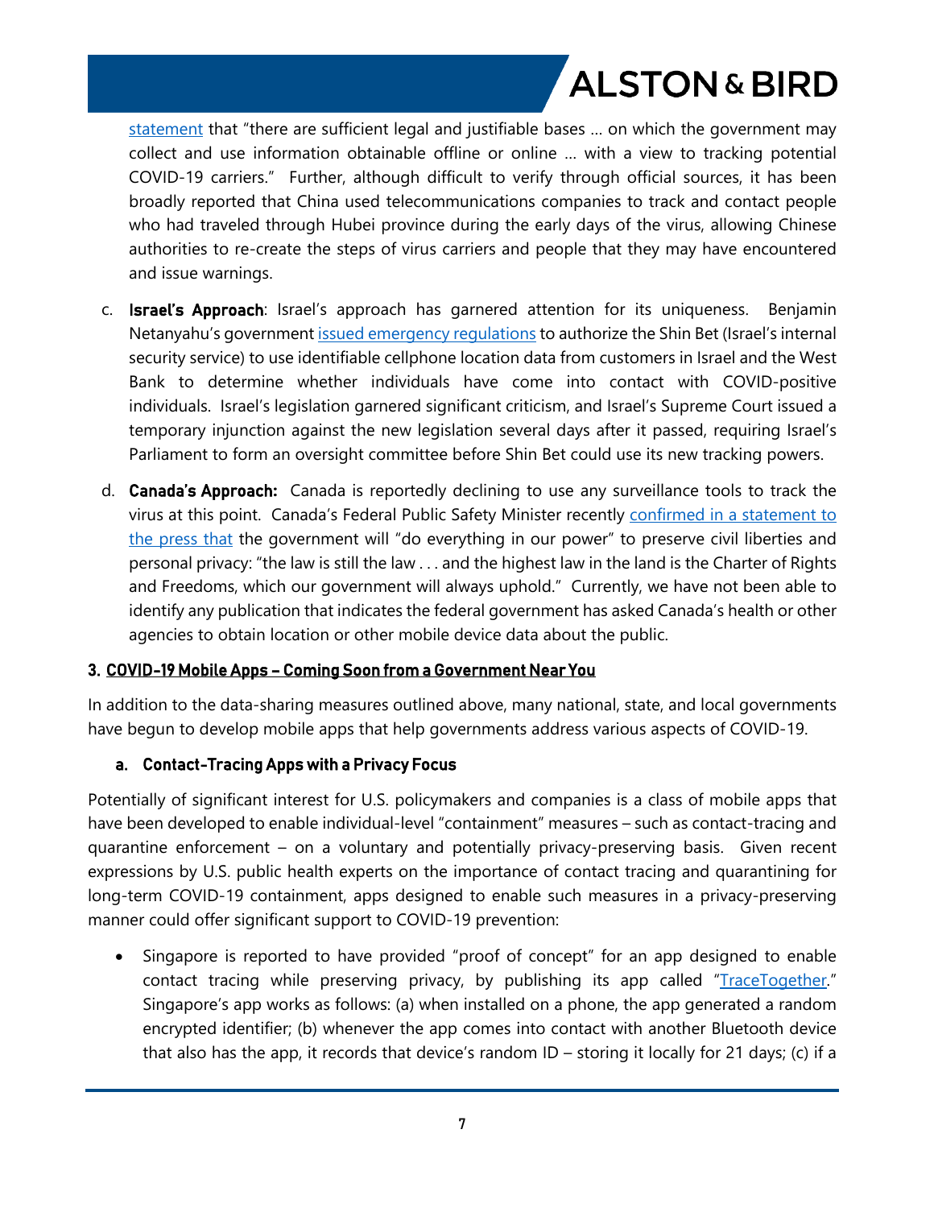statement that "there are sufficient legal and justifiable bases … on which the government may collect and use information obtainable offline or online … with a view to tracking potential COVID-19 carriers." Further, although difficult to verify through official sources, it has been broadly reported that China used telecommunications companies to track and contact people who had traveled through Hubei province during the early days of the virus, allowing Chinese authorities to re-create the steps of virus carriers and people that they may have encountered and issue warnings.

c. **Israel's Approach**: Israel's approach has garnered attention for its uniqueness. Benjamin Netanyahu's government issued emergency regulations to authorize the Shin Bet (Israel's internal security service) to use identifiable cellphone location data from customers in Israel and the West Bank to determine whether individuals have come into contact with COVID-positive individuals. Israel's legislation garnered significant criticism, and Israel's Supreme Court issued a temporary injunction against the new legislation several days after it passed, requiring Israel's Parliament to form an oversight committee before Shin Bet could use its new tracking powers.

d. **Canada's Approach:** Canada is reportedly declining to use any surveillance tools to track the virus at this point. Canada's Federal Public Safety Minister recently confirmed in a statement to the press that the government will "do everything in our power" to preserve civil liberties and personal privacy: "the law is still the law . . . and the highest law in the land is the Charter of Rights and Freedoms, which our government will always uphold." Currently, we have not been able to identify any publication that indicates the federal government has asked Canada's health or other agencies to obtain location or other mobile device data about the public.

## 3. COVID-19 Mobile Apps – Coming Soon from a Government Near You

In addition to the data-sharing measures outlined above, many national, state, and local governments have begun to develop mobile apps that help governments address various aspects of COVID-19.

### a. Contact-Tracing Apps with a Privacy Focus

Potentially of significant interest for U.S. policymakers and companies is a class of mobile apps that have been developed to enable individual-level "containment" measures – such as contact-tracing and quarantine enforcement – on a voluntary and potentially privacy-preserving basis. Given recent expressions by U.S. public health experts on the importance of contact tracing and quarantining for long-term COVID-19 containment, apps designed to enable such measures in a privacy-preserving manner could offer significant support to COVID-19 prevention:

- Singapore is reported to have provided "proof of concept" for an app designed to enable contact tracing while preserving privacy, by publishing its app called "TraceTogether." Singapore's app works as follows: (a) when installed on a phone, the app generated a random encrypted identifier; (b) whenever the app comes into contact with another Bluetooth device that also has the app, it records that device's random ID – storing it locally for 21 days; (c) if a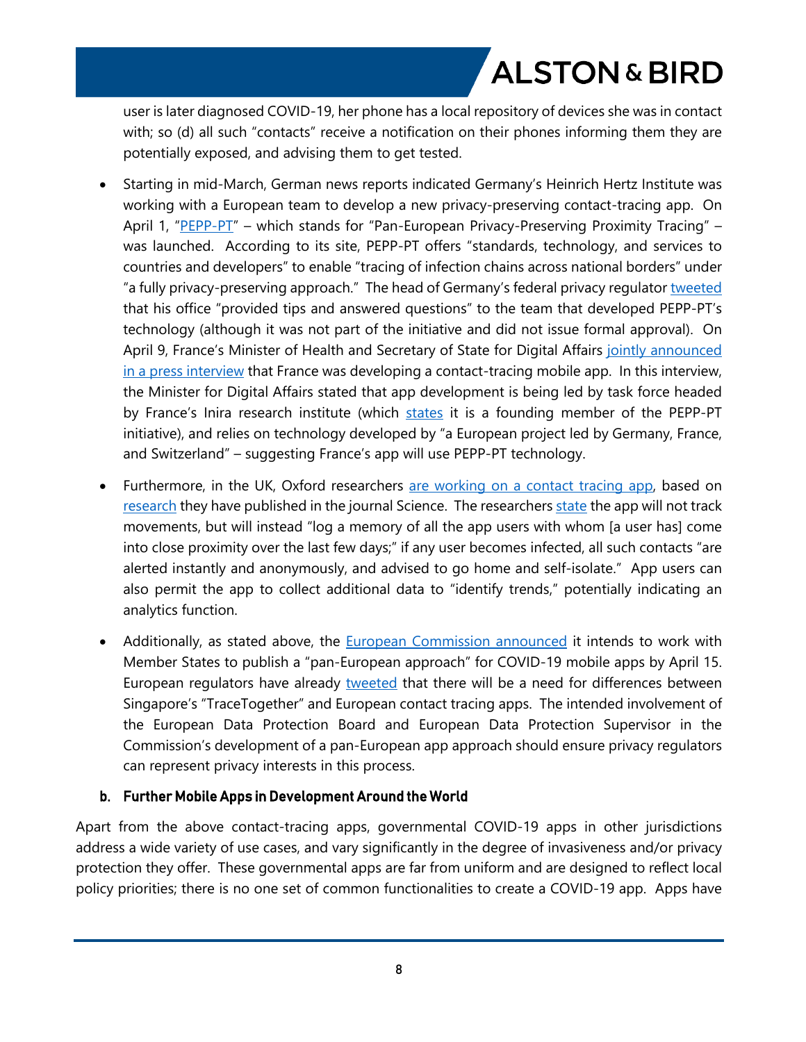user is later diagnosed COVID-19, her phone has a local repository of devices she was in contact with; so (d) all such "contacts" receive a notification on their phones informing them they are potentially exposed, and advising them to get tested.

- Starting in mid-March, German news reports indicated Germany's Heinrich Hertz Institute was working with a European team to develop a new privacy-preserving contact-tracing app. On April 1, "PEPP-PT" – which stands for "Pan-European Privacy-Preserving Proximity Tracing" – was launched. According to its site, PEPP-PT offers "standards, technology, and services to countries and developers" to enable "tracing of infection chains across national borders" under "a fully privacy-preserving approach." The head of Germany's federal privacy regulator tweeted that his office "provided tips and answered questions" to the team that developed PEPP-PT's technology (although it was not part of the initiative and did not issue formal approval). On April 9, France's Minister of Health and Secretary of State for Digital Affairs jointly announced in a press interview that France was developing a contact-tracing mobile app. In this interview, the Minister for Digital Affairs stated that app development is being led by task force headed by France's Inira research institute (which states it is a founding member of the PEPP-PT initiative), and relies on technology developed by "a European project led by Germany, France, and Switzerland" – suggesting France's app will use PEPP-PT technology.

- Furthermore, in the UK, Oxford researchers are working on a contact tracing app, based on research they have published in the journal Science. The researchers state the app will not track movements, but will instead "log a memory of all the app users with whom [a user has] come into close proximity over the last few days;" if any user becomes infected, all such contacts "are alerted instantly and anonymously, and advised to go home and self-isolate." App users can also permit the app to collect additional data to "identify trends," potentially indicating an analytics function.

- Additionally, as stated above, the European Commission announced it intends to work with Member States to publish a "pan-European approach" for COVID-19 mobile apps by April 15. European regulators have already tweeted that there will be a need for differences between Singapore's "TraceTogether" and European contact tracing apps. The intended involvement of the European Data Protection Board and European Data Protection Supervisor in the Commission's development of a pan-European app approach should ensure privacy regulators can represent privacy interests in this process.

### b. Further Mobile Apps in Development Around the World

Apart from the above contact-tracing apps, governmental COVID-19 apps in other jurisdictions address a wide variety of use cases, and vary significantly in the degree of invasiveness and/or privacy protection they offer. These governmental apps are far from uniform and are designed to reflect local policy priorities; there is no one set of common functionalities to create a COVID-19 app. Apps have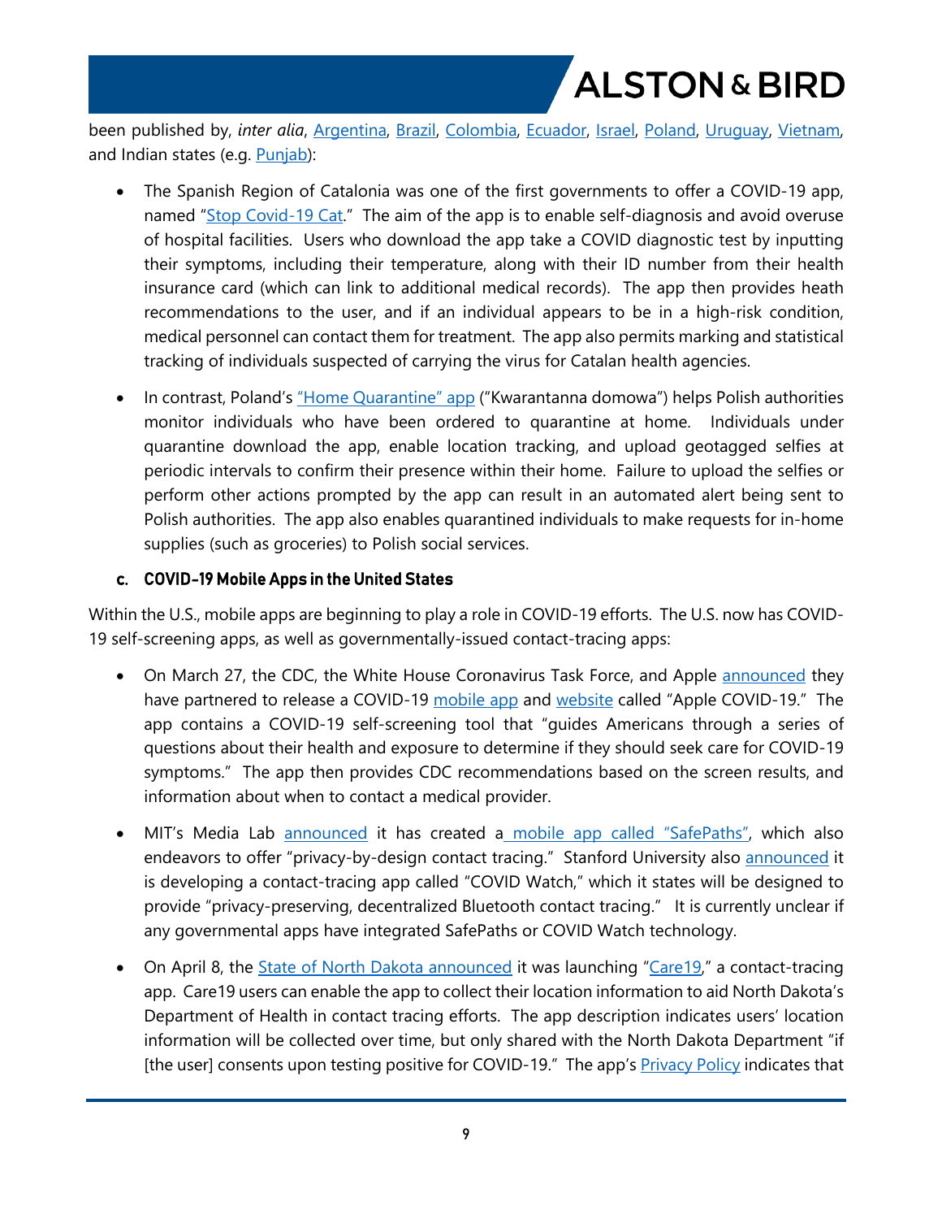been published by, *inter alia*, Argentina, Brazil, Colombia, Ecuador, Israel, Poland, Uruguay, Vietnam, and Indian states (e.g. Punjab):

- The Spanish Region of Catalonia was one of the first governments to offer a COVID-19 app, named "Stop Covid-19 Cat." The aim of the app is to enable self-diagnosis and avoid overuse of hospital facilities. Users who download the app take a COVID diagnostic test by inputting their symptoms, including their temperature, along with their ID number from their health insurance card (which can link to additional medical records). The app then provides heath recommendations to the user, and if an individual appears to be in a high-risk condition, medical personnel can contact them for treatment. The app also permits marking and statistical tracking of individuals suspected of carrying the virus for Catalan health agencies.

- In contrast, Poland's "Home Quarantine" app ("Kwarantanna domowa") helps Polish authorities monitor individuals who have been ordered to quarantine at home. Individuals under quarantine download the app, enable location tracking, and upload geotagged selfies at periodic intervals to confirm their presence within their home. Failure to upload the selfies or perform other actions prompted by the app can result in an automated alert being sent to Polish authorities. The app also enables quarantined individuals to make requests for in-home supplies (such as groceries) to Polish social services.

### c. COVID-19 Mobile Apps in the United States

Within the U.S., mobile apps are beginning to play a role in COVID-19 efforts. The U.S. now has COVID-19 self-screening apps, as well as governmentally-issued contact-tracing apps:

- On March 27, the CDC, the White House Coronavirus Task Force, and Apple announced they have partnered to release a COVID-19 mobile app and website called "Apple COVID-19." The app contains a COVID-19 self-screening tool that "guides Americans through a series of questions about their health and exposure to determine if they should seek care for COVID-19 symptoms." The app then provides CDC recommendations based on the screen results, and information about when to contact a medical provider.

- MIT's Media Lab announced it has created a mobile app called "SafePaths", which also endeavors to offer "privacy-by-design contact tracing." Stanford University also announced it is developing a contact-tracing app called "COVID Watch," which it states will be designed to provide "privacy-preserving, decentralized Bluetooth contact tracing." It is currently unclear if any governmental apps have integrated SafePaths or COVID Watch technology.

- On April 8, the State of North Dakota announced it was launching "Care19," a contact-tracing app. Care19 users can enable the app to collect their location information to aid North Dakota's Department of Health in contact tracing efforts. The app description indicates users' location information will be collected over time, but only shared with the North Dakota Department "if [the user] consents upon testing positive for COVID-19." The app's Privacy Policy indicates that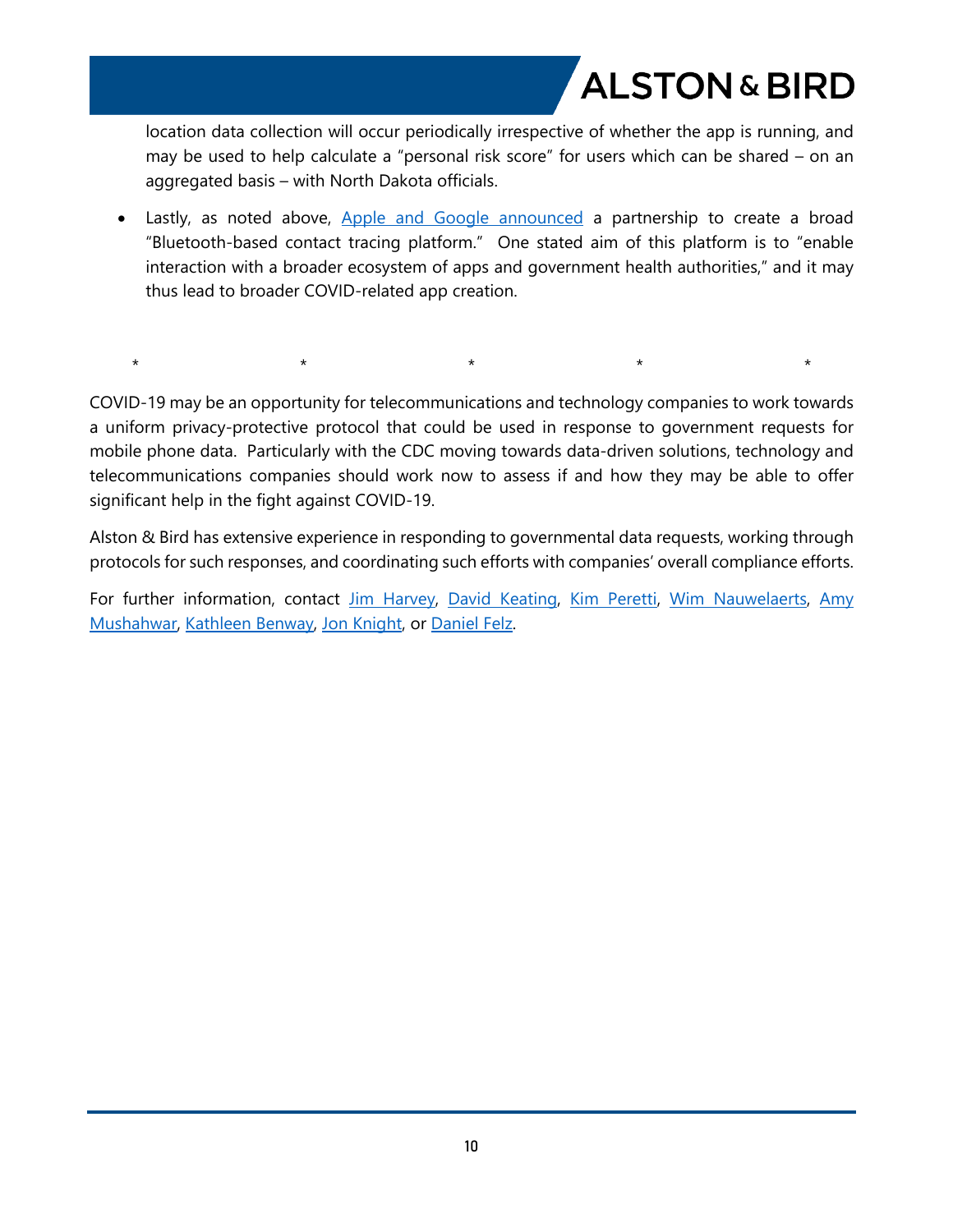location data collection will occur periodically irrespective of whether the app is running, and may be used to help calculate a "personal risk score" for users which can be shared – on an aggregated basis – with North Dakota officials.

- Lastly, as noted above, Apple and Google announced a partnership to create a broad "Bluetooth-based contact tracing platform." One stated aim of this platform is to "enable interaction with a broader ecosystem of apps and government health authorities," and it may thus lead to broader COVID-related app creation.

\* \* \* \* \*

COVID-19 may be an opportunity for telecommunications and technology companies to work towards a uniform privacy-protective protocol that could be used in response to government requests for mobile phone data. Particularly with the CDC moving towards data-driven solutions, technology and telecommunications companies should work now to assess if and how they may be able to offer significant help in the fight against COVID-19.

Alston & Bird has extensive experience in responding to governmental data requests, working through protocols for such responses, and coordinating such efforts with companies' overall compliance efforts.

For further information, contact Jim Harvey, David Keating, Kim Peretti, Wim Nauwelaerts, Amy Mushahwar, Kathleen Benway, Jon Knight, or Daniel Felz.